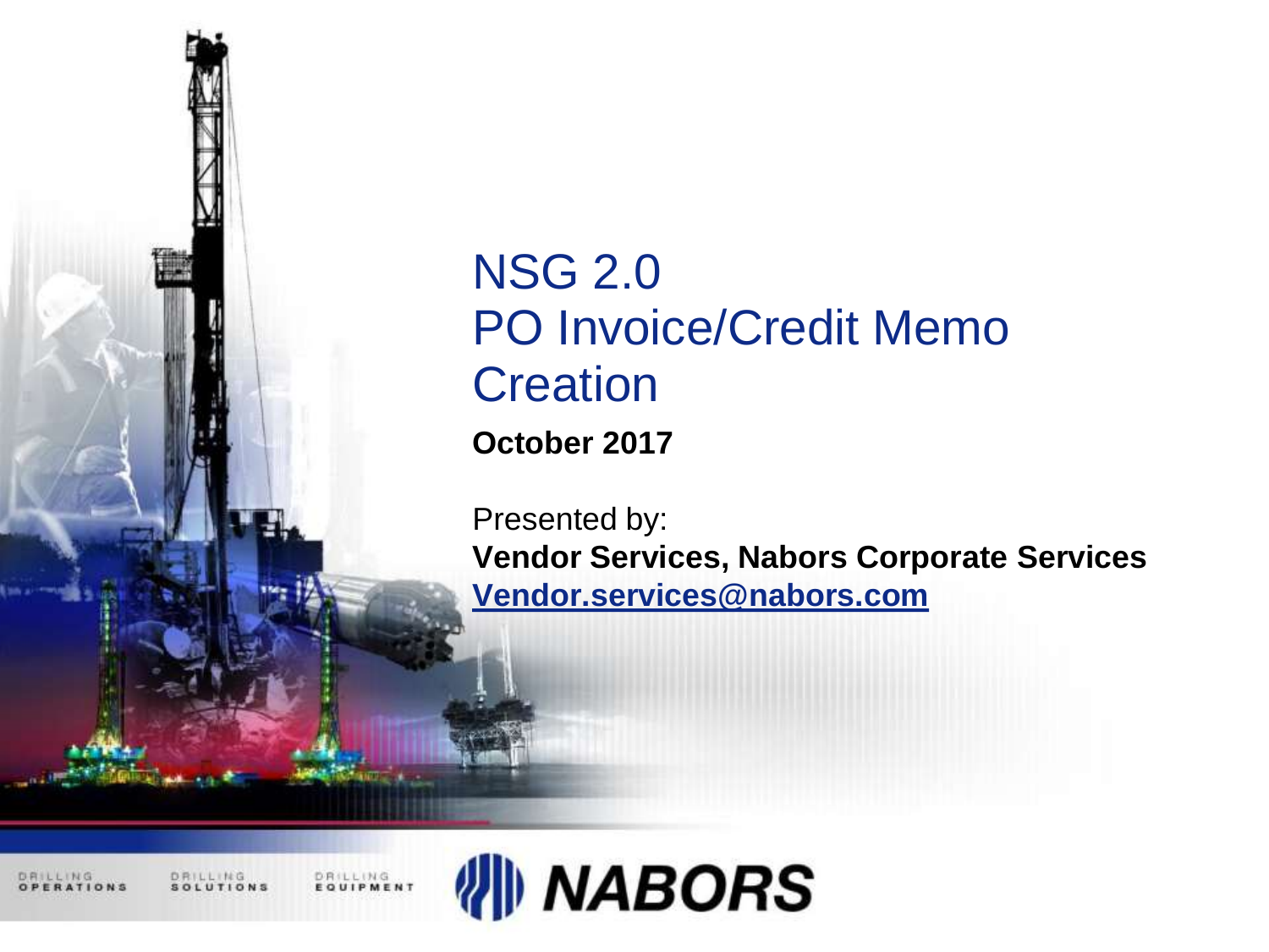# NSG 2.0
# PO Invoice/Credit Memo Creation

**October 2017**

Presented by:
**Vendor Services, Nabors Corporate Services**
**Vendor.services@nabors.com**

DRILLING OPERATIONS DRILLING SOLUTIONS DRILLING EQUIPMENT

NABORS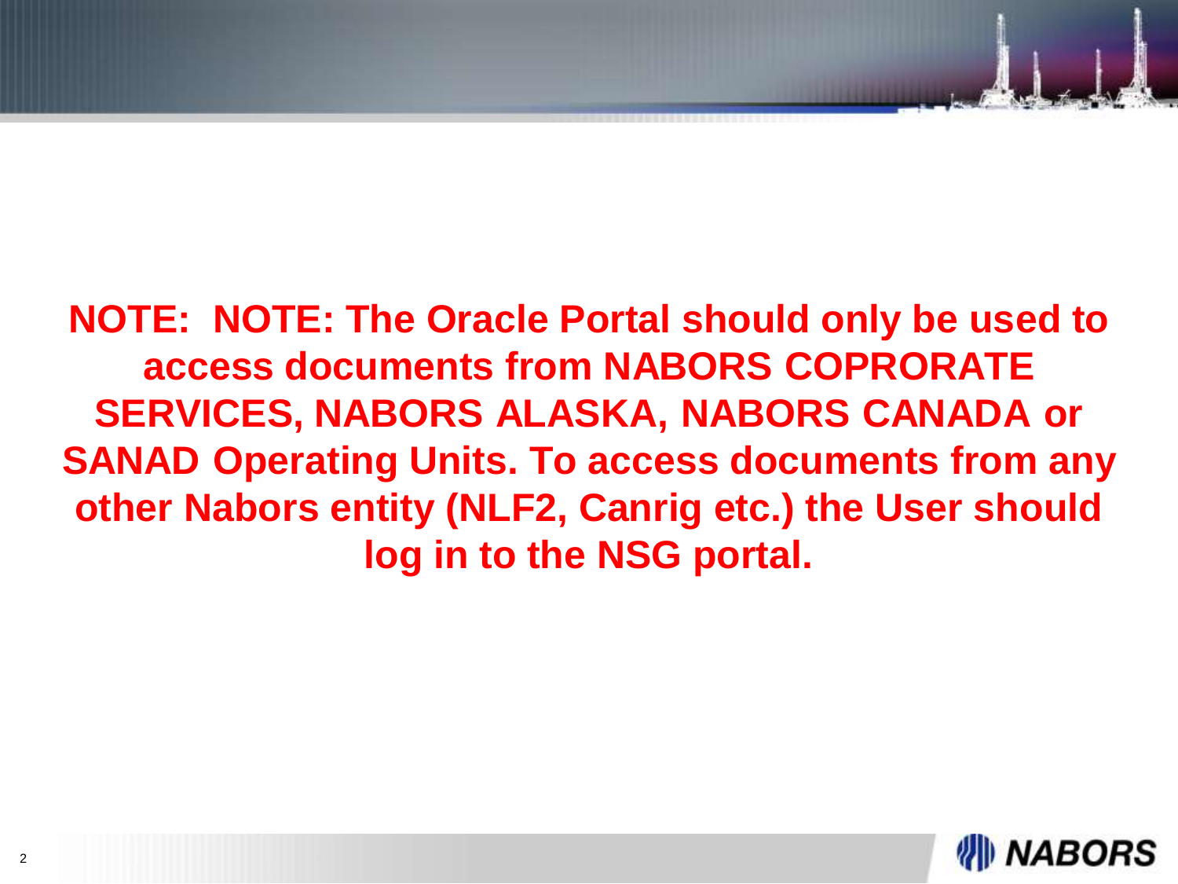**NOTE: NOTE: The Oracle Portal should only be used to access documents from NABORS COPRORATE SERVICES, NABORS ALASKA, NABORS CANADA or SANAD Operating Units. To access documents from any other Nabors entity (NLF2, Canrig etc.) the User should log in to the NSG portal.**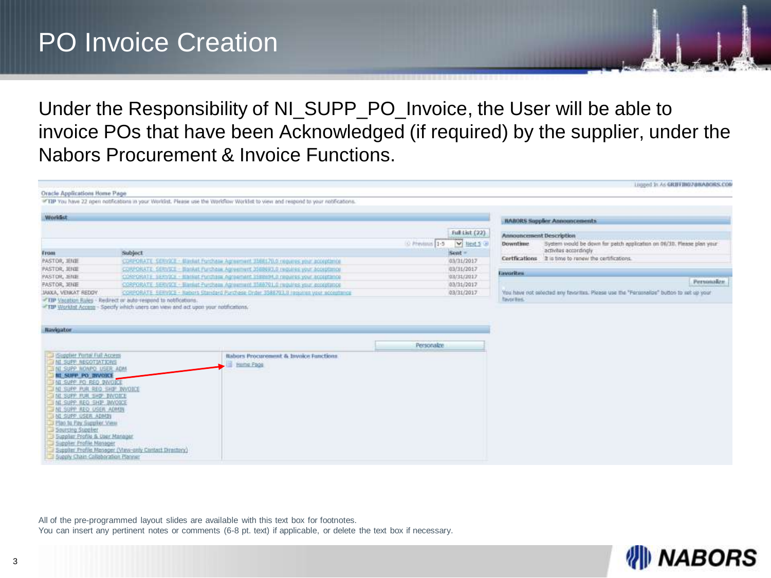# PO Invoice Creation

Under the Responsibility of NI_SUPP_PO_Invoice, the User will be able to invoice POs that have been Acknowledged (if required) by the supplier, under the Nabors Procurement & Invoice Functions.

Oracle Applications Home Page

TIP You have 22 open notifications in your Worklist. Please use the Workflow Worklist to view and respond to your notifications.

**Worklist**

| From | Subject | Sent |
| --- | --- | --- |
| PASTOR, JENIE | CORPORATE SERVICE - Blanket Purchase Agreement 3588170,0 requires your acceptance | 03/31/2017 |
| PASTOR, JENIE | CORPORATE SERVICE - Blanket Purchase Agreement 3588693,0 requires your acceptance | 03/31/2017 |
| PASTOR, JENIE | CORPORATE SERVICE - Blanket Purchase Agreement 3588694,0 requires your acceptance | 03/31/2017 |
| PASTOR, JENIE | CORPORATE SERVICE - Blanket Purchase Agreement 3588701,0 requires your acceptance | 03/31/2017 |
| JAKKA, VENKAT REDDY | CORPORATE SERVICE - Nabors Standard Purchase Order 3588793,0 requires your acceptance | 03/31/2017 |

TIP Vacation Rules - Redirect or auto-respond to notifications.
TIP Worklist Access - Specify which users can view and act upon your notifications.

**NABORS Supplier Announcements**

| Announcement | Description |
| --- | --- |
| Downtime | System would be down for patch application on 06/30. Please plan your activities accordingly |
| Certfications | It is time to renew the certifications. |

**Favorites**

You have not selected any favorites. Please use the "Personalize" button to set up your favorites.

**Navigator**

- iSupplier Portal Full Access
- NI_SUPP_NEGOTIATIONS
- NI_SUPP_NONPO_USER_ADM
- **NI_SUPP_PO_INVOICE**
- NI_SUPP_PO_REQ_INVOICE
- NI_SUPP_PUR_REQ_SHIP_INVOICE
- NI_SUPP_PUR_SHIP_INVOICE
- NI_SUPP_REQ_SHIP_INVOICE
- NI_SUPP_REQ_USER_ADMIN
- NI_SUPP_USER_ADMIN
- Plan to Pay Supplier View
- Sourcing Supplier
- Supplier Profile & User Manager
- Supplier Profile Manager
- Supplier Profile Manager (View-only Contact Directory)
- Supply Chain Collaboration Planner

**Nabors Procurement & Invoice Functions**

- Home Page

All of the pre-programmed layout slides are available with this text box for footnotes.
You can insert any pertinent notes or comments (6-8 pt. text) if applicable, or delete the text box if necessary.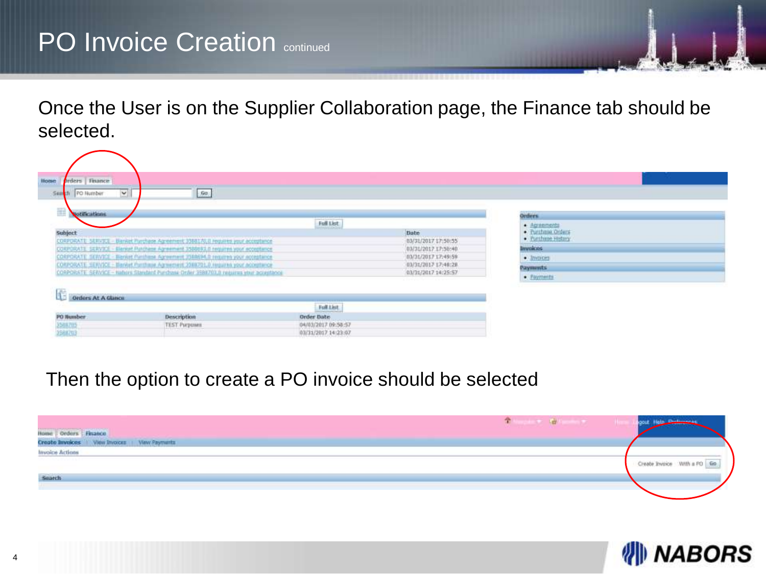# PO Invoice Creation continued

Once the User is on the Supplier Collaboration page, the Finance tab should be selected.

Then the option to create a PO invoice should be selected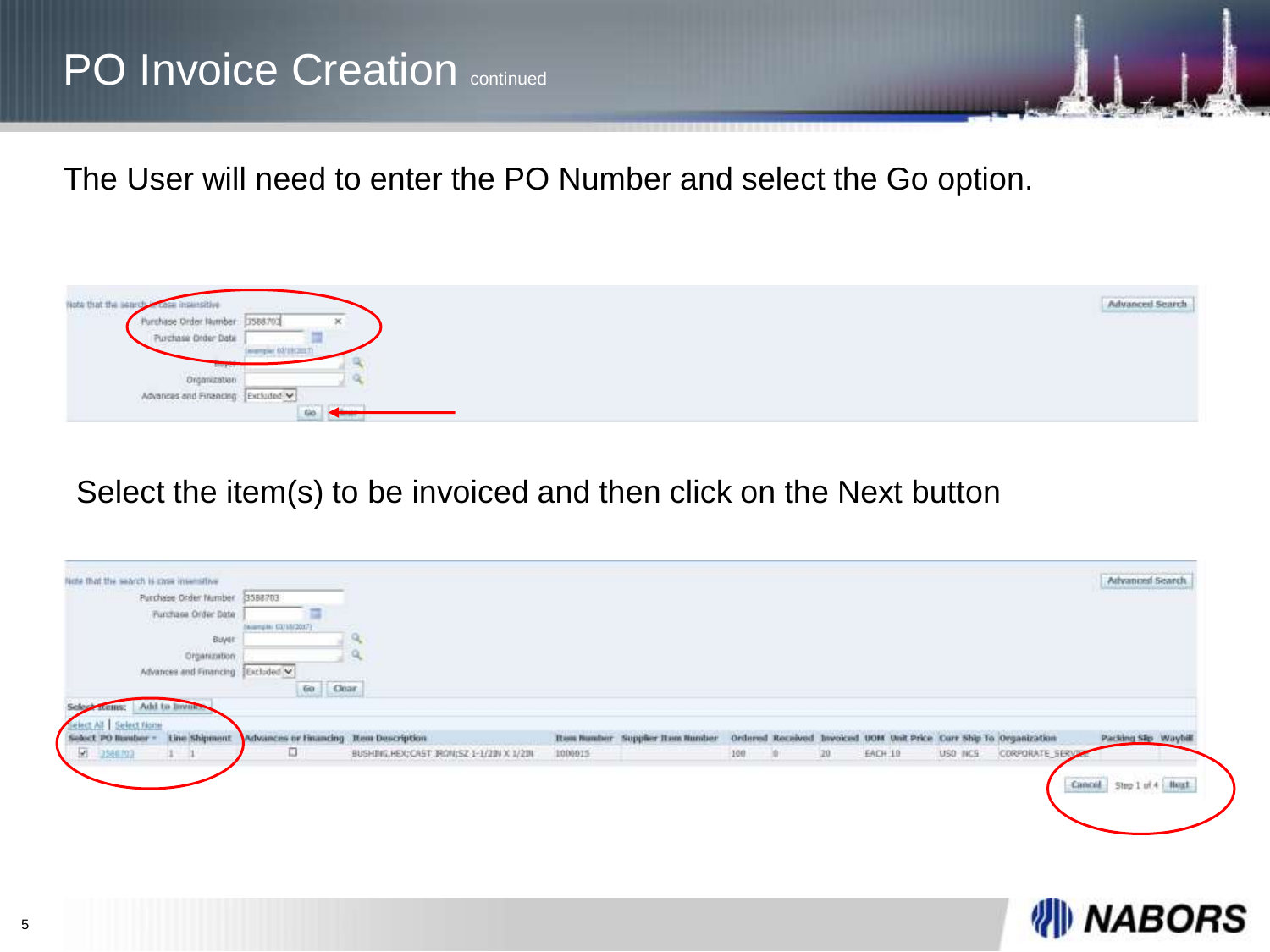# PO Invoice Creation continued

The User will need to enter the PO Number and select the Go option.

Note that the search is case insensitive

Purchase Order Number: 3588703

Purchase Order Date

Buyer

Organization

Advances and Financing: Excluded

Go | Clear

Advanced Search

Select the item(s) to be invoiced and then click on the Next button

Note that the search is case insensitive

Purchase Order Number: 3588703

Purchase Order Date

Buyer

Organization

Advances and Financing: Excluded

Go | Clear

Advanced Search

Select Items: Add to Invoice

Select All | Select None

| Select | PO Number | Line | Shipment | Advances or Financing | Item Description | Item Number | Supplier Item Number | Ordered | Received | Invoiced | UOM | Unit Price | Curr | Ship To | Organization | Packing Slip | Waybill |
|---|---|---|---|---|---|---|---|---|---|---|---|---|---|---|---|---|---|
| ☑ | 3588703 | 1 | 1 | ☐ | BUSHING,HEX;CAST IRON;SZ 1-1/2IN X 1/2IN | 1000015 | | 100 | 0 | 20 | EACH | 10 | USD | NCS | CORPORATE_SERVICE | | |

Cancel | Step 1 of 4 | Next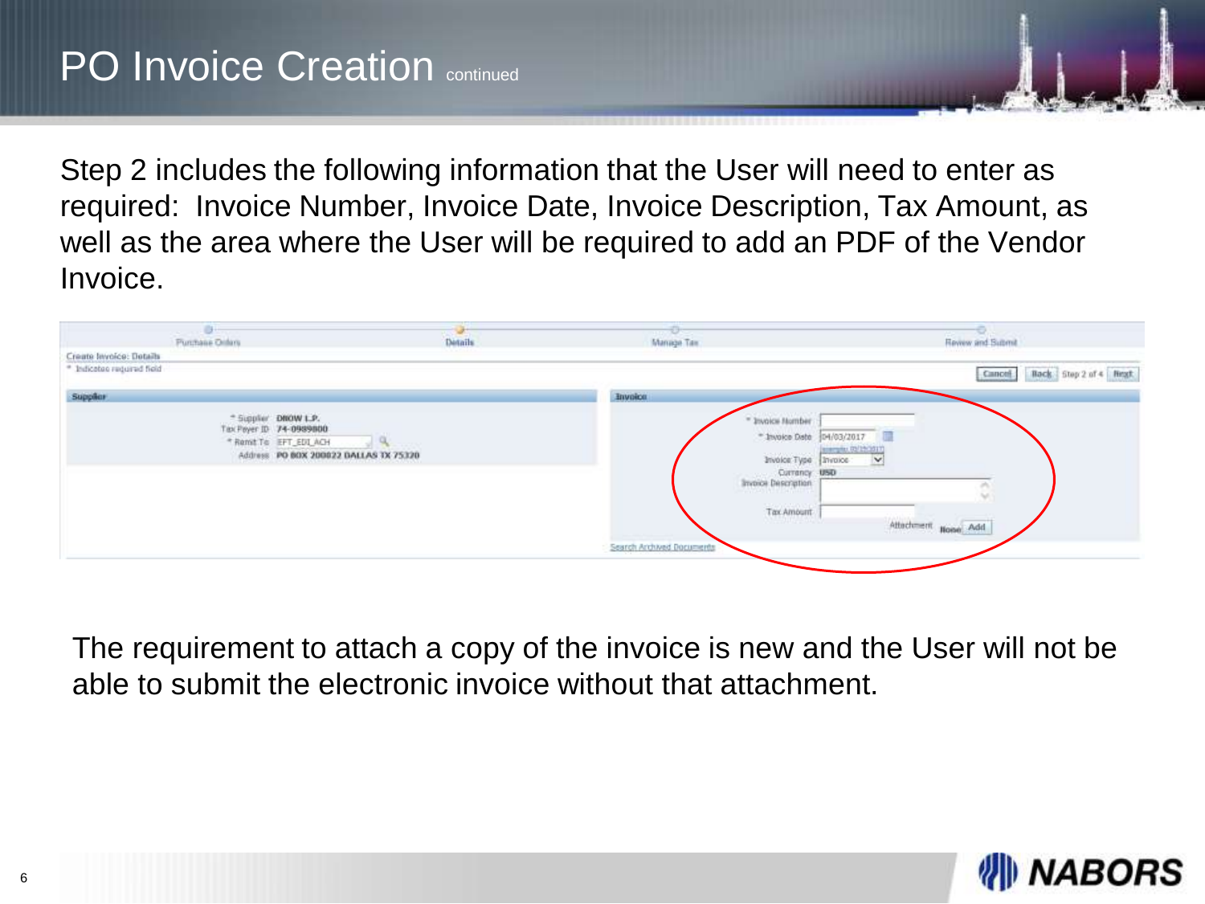# PO Invoice Creation continued

Step 2 includes the following information that the User will need to enter as required: Invoice Number, Invoice Date, Invoice Description, Tax Amount, as well as the area where the User will be required to add an PDF of the Vendor Invoice.

Purchase Orders | Details | Manage Tax | Review and Submit

Create Invoice: Details

\* Indicates required field

Cancel | Back | Step 2 of 4 | Next

**Supplier**

\* Supplier DNOW L.P.
Tax Payer ID 74-0989800
\* Remit To EFT_EDI_ACH
Address PO BOX 200822 DALLAS TX 75320

**Invoice**

\* Invoice Number
\* Invoice Date 04/03/2017
Invoice Type Invoice
Currency USD
Invoice Description
Tax Amount
Attachment None Add

Search Archived Documents

The requirement to attach a copy of the invoice is new and the User will not be able to submit the electronic invoice without that attachment.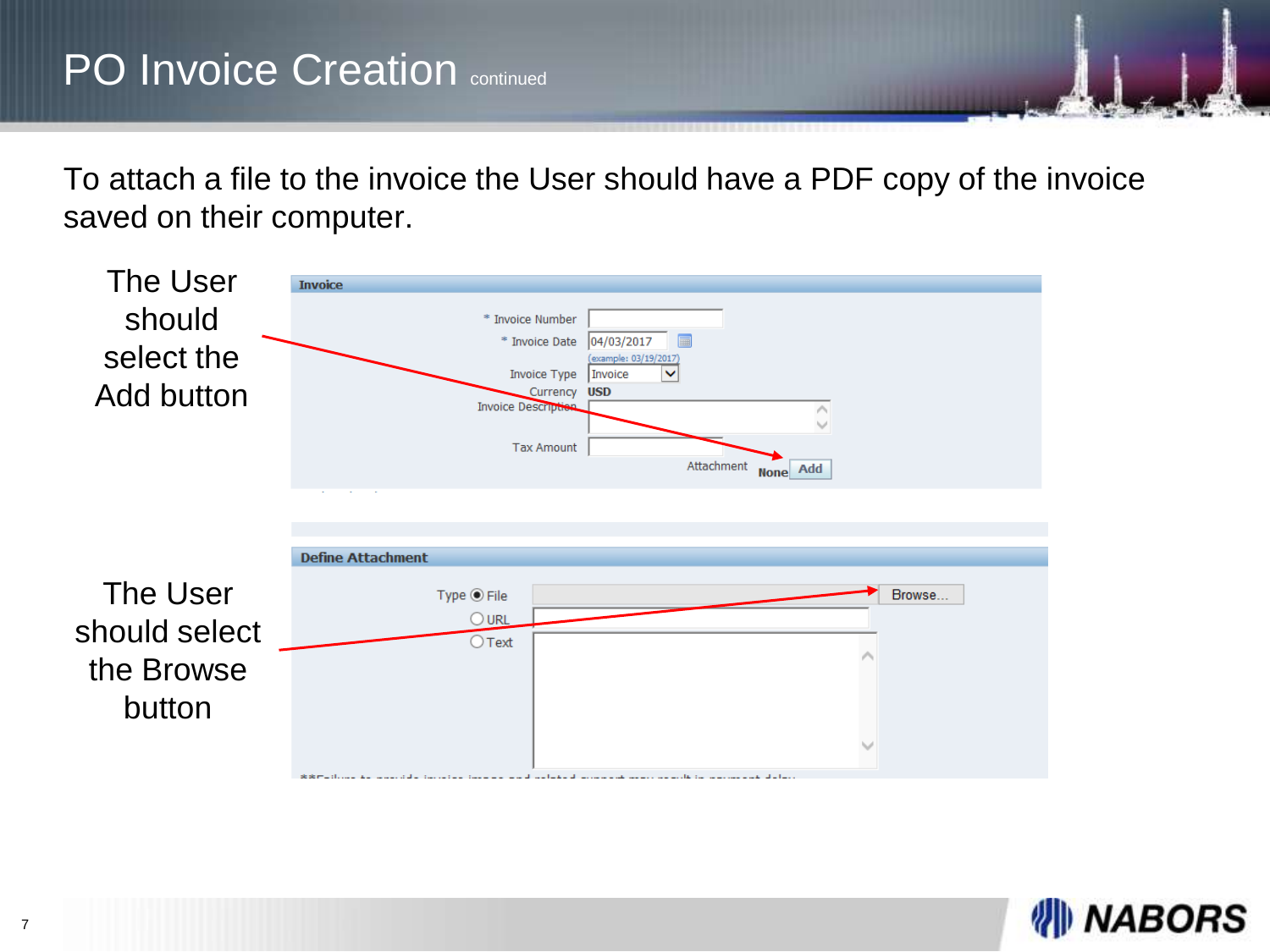# PO Invoice Creation continued

To attach a file to the invoice the User should have a PDF copy of the invoice saved on their computer.

The User should select the Add button

**Invoice**

| | |
|---|---|
| * Invoice Number | |
| * Invoice Date | 04/03/2017 (example: 03/19/2017) |
| Invoice Type | Invoice |
| Currency | USD |
| Invoice Description | |
| Tax Amount | |
| Attachment | None Add |

The User should select the Browse button

**Define Attachment**

Type
- (•) File — Browse...
- ( ) URL
- ( ) Text

**Failure to provide invoice image and related support may result in payment delay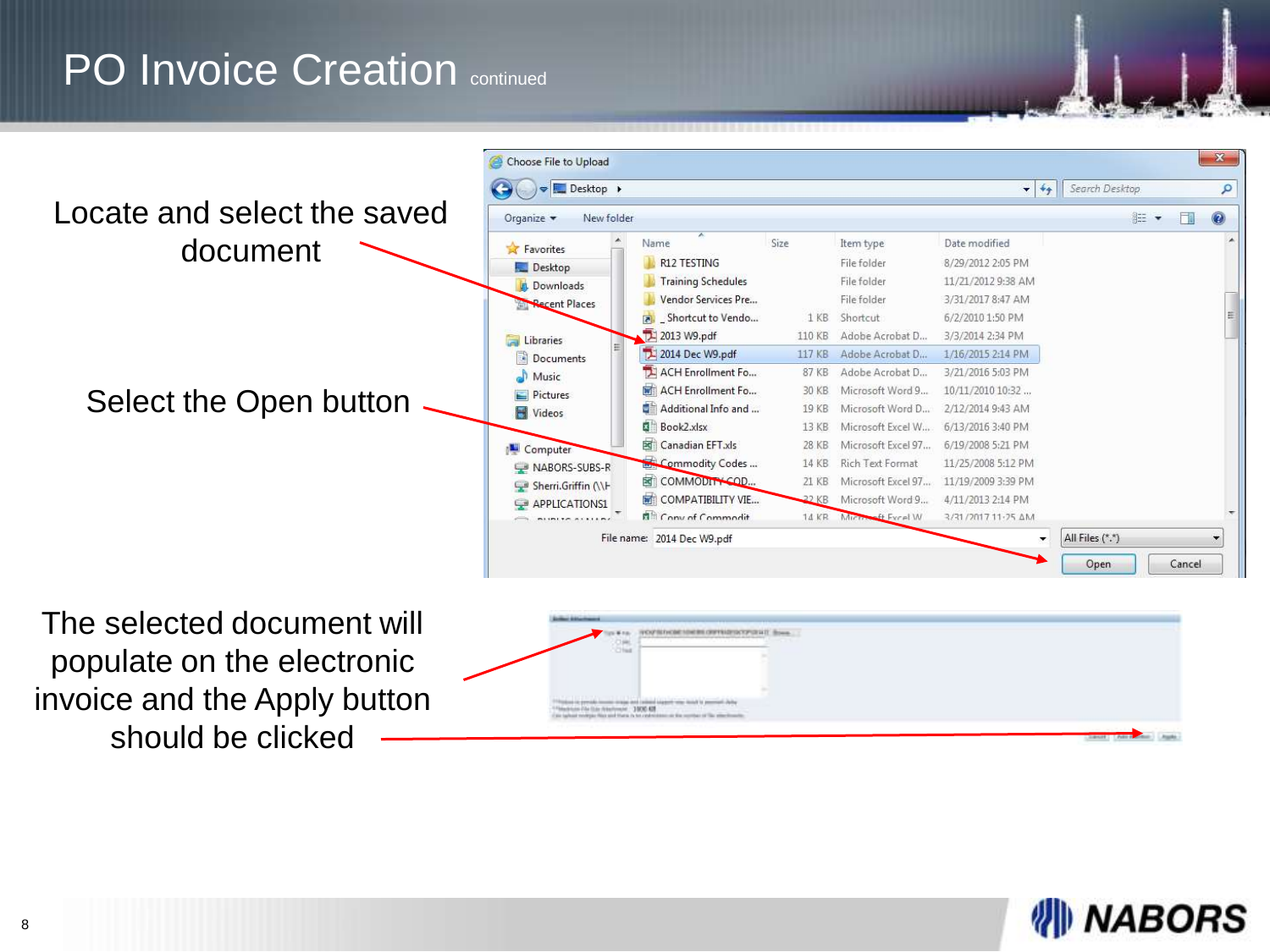# PO Invoice Creation continued

Locate and select the saved document

Select the Open button

The selected document will populate on the electronic invoice and the Apply button should be clicked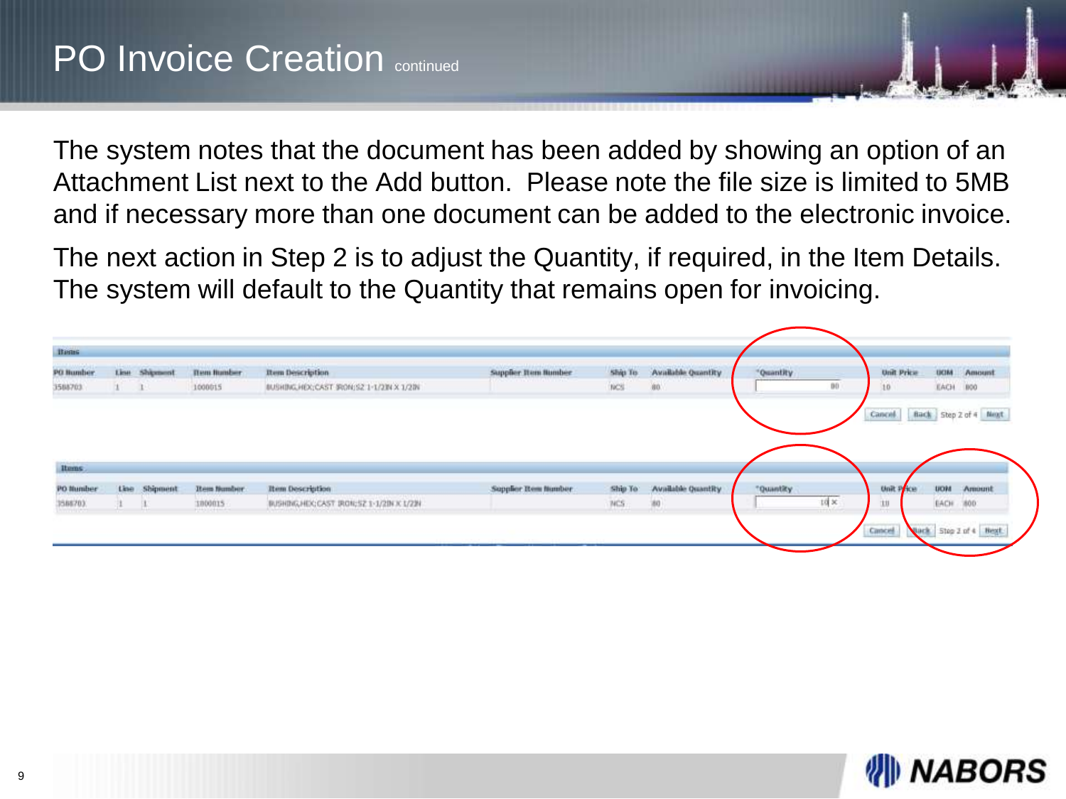# PO Invoice Creation continued

The system notes that the document has been added by showing an option of an Attachment List next to the Add button. Please note the file size is limited to 5MB and if necessary more than one document can be added to the electronic invoice.

The next action in Step 2 is to adjust the Quantity, if required, in the Item Details. The system will default to the Quantity that remains open for invoicing.

**Items**

| PO Number | Line | Shipment | Item Number | Item Description | Supplier Item Number | Ship To | Available Quantity | *Quantity | Unit Price | UOM | Amount |
|---|---|---|---|---|---|---|---|---|---|---|---|
| 3588703 | 1 | 1 | 1000015 | BUSHING,HEX;CAST IRON;SZ 1-1/2IN X 1/2IN | | NCS | 80 | 80 | 10 | EACH | 800 |

Cancel | Back | Step 2 of 4 | Next

**Items**

| PO Number | Line | Shipment | Item Number | Item Description | Supplier Item Number | Ship To | Available Quantity | *Quantity | Unit Price | UOM | Amount |
|---|---|---|---|---|---|---|---|---|---|---|---|
| 3588703 | 1 | 1 | 1000015 | BUSHING,HEX;CAST IRON;SZ 1-1/2IN X 1/2IN | | NCS | 80 | 10 | 10 | EACH | 800 |

Cancel | Back | Step 2 of 4 | Next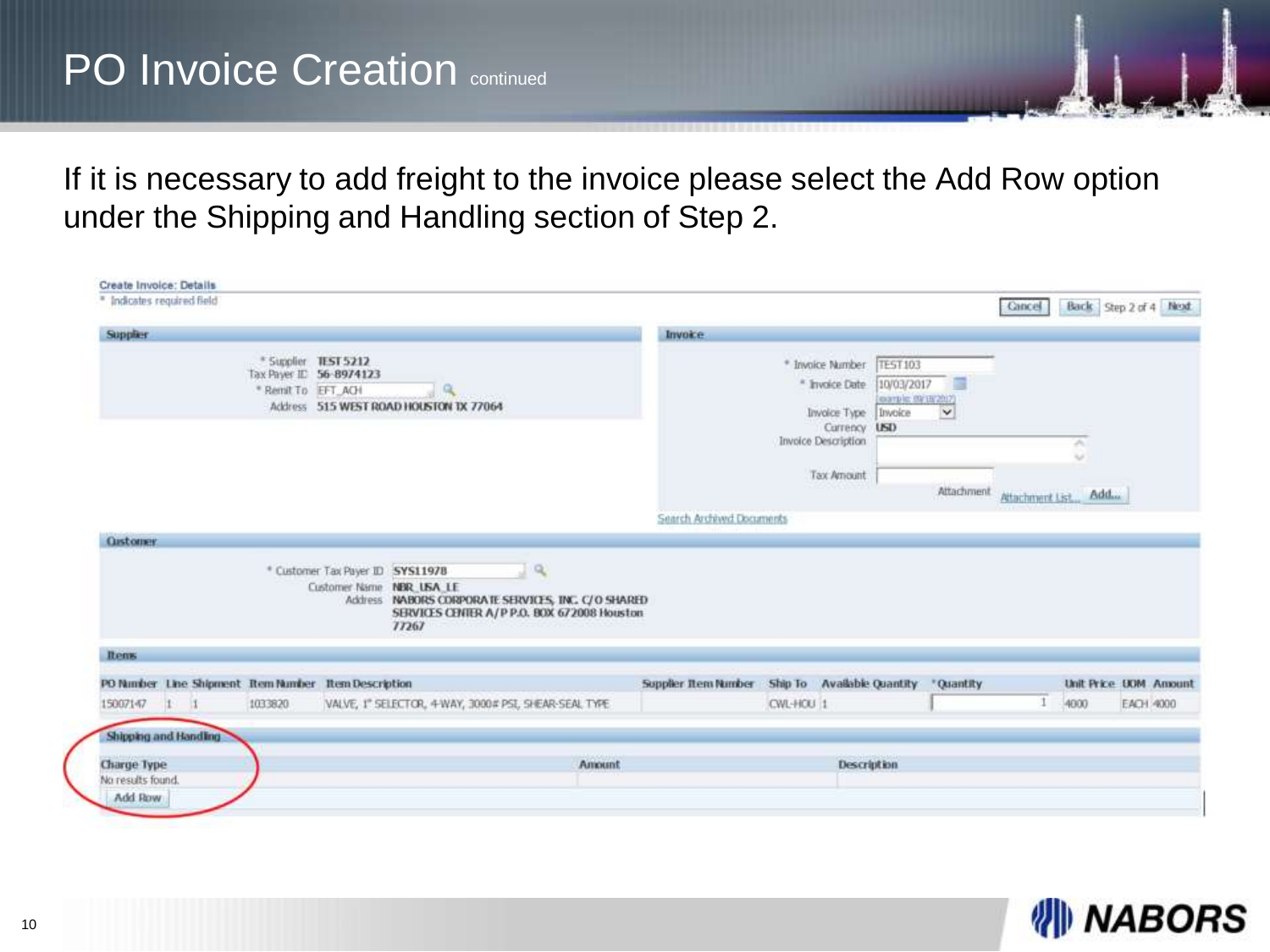# PO Invoice Creation continued

If it is necessary to add freight to the invoice please select the Add Row option under the Shipping and Handling section of Step 2.

**Create Invoice: Details**

* Indicates required field

Cancel | Back | Step 2 of 4 | Next

**Supplier**

- * Supplier: TEST 5212
- Tax Payer ID: 56-8974123
- * Remit To: EFT_ACH
- Address: 515 WEST ROAD HOUSTON TX 77064

**Invoice**

- * Invoice Number: TEST103
- * Invoice Date: 10/03/2017 (example: 09/18/2017)
- Invoice Type: Invoice
- Currency: USD
- Invoice Description:
- Tax Amount:
- Attachment: Attachment List... Add...

Search Archived Documents

**Customer**

- * Customer Tax Payer ID: SYS11978
- Customer Name: NBR_USA_LE
- Address: NABORS CORPORATE SERVICES, INC. C/O SHARED SERVICES CENTER A/P P.O. BOX 672008 Houston 77267

**Items**

| PO Number | Line | Shipment | Item Number | Item Description | Supplier Item Number | Ship To | Available Quantity | * Quantity | Unit Price | UOM | Amount |
|---|---|---|---|---|---|---|---|---|---|---|---|
| 15007147 | 1 | 1 | 1033820 | VALVE, 1" SELECTOR, 4-WAY, 3000# PSI, SHEAR-SEAL TYPE | | CWL-HOU | 1 | 1 | 4000 | EACH | 4000 |

**Shipping and Handling**

| Charge Type | Amount | Description |
|---|---|---|
| No results found. | | |

Add Row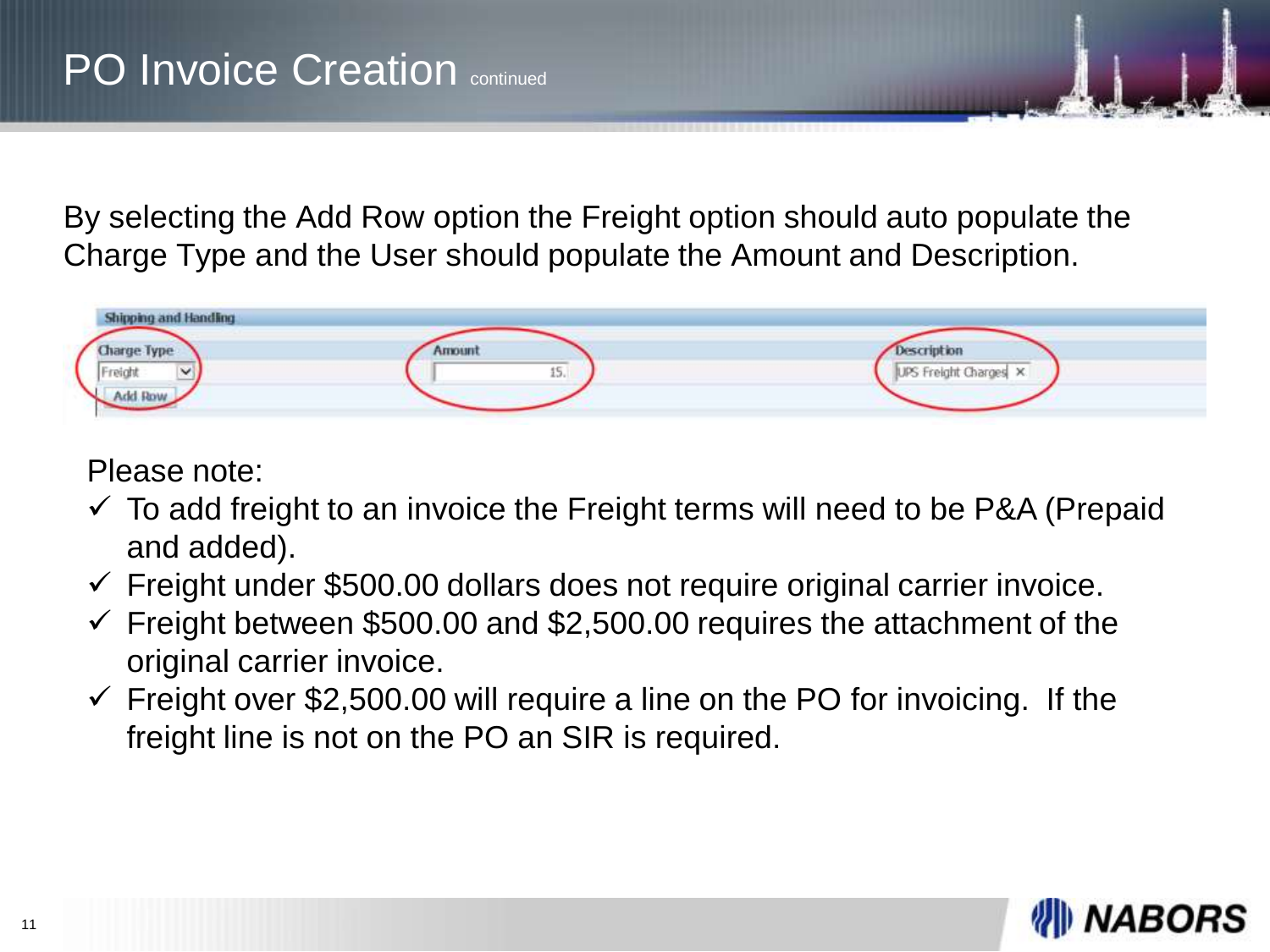# PO Invoice Creation continued

By selecting the Add Row option the Freight option should auto populate the Charge Type and the User should populate the Amount and Description.

**Shipping and Handling**

| Charge Type | Amount | Description |
|---|---|---|
| Freight | 15. | UPS Freight Charges |

Add Row

Please note:

- ✓ To add freight to an invoice the Freight terms will need to be P&A (Prepaid and added).
- ✓ Freight under $500.00 dollars does not require original carrier invoice.
- ✓ Freight between $500.00 and $2,500.00 requires the attachment of the original carrier invoice.
- ✓ Freight over $2,500.00 will require a line on the PO for invoicing. If the freight line is not on the PO an SIR is required.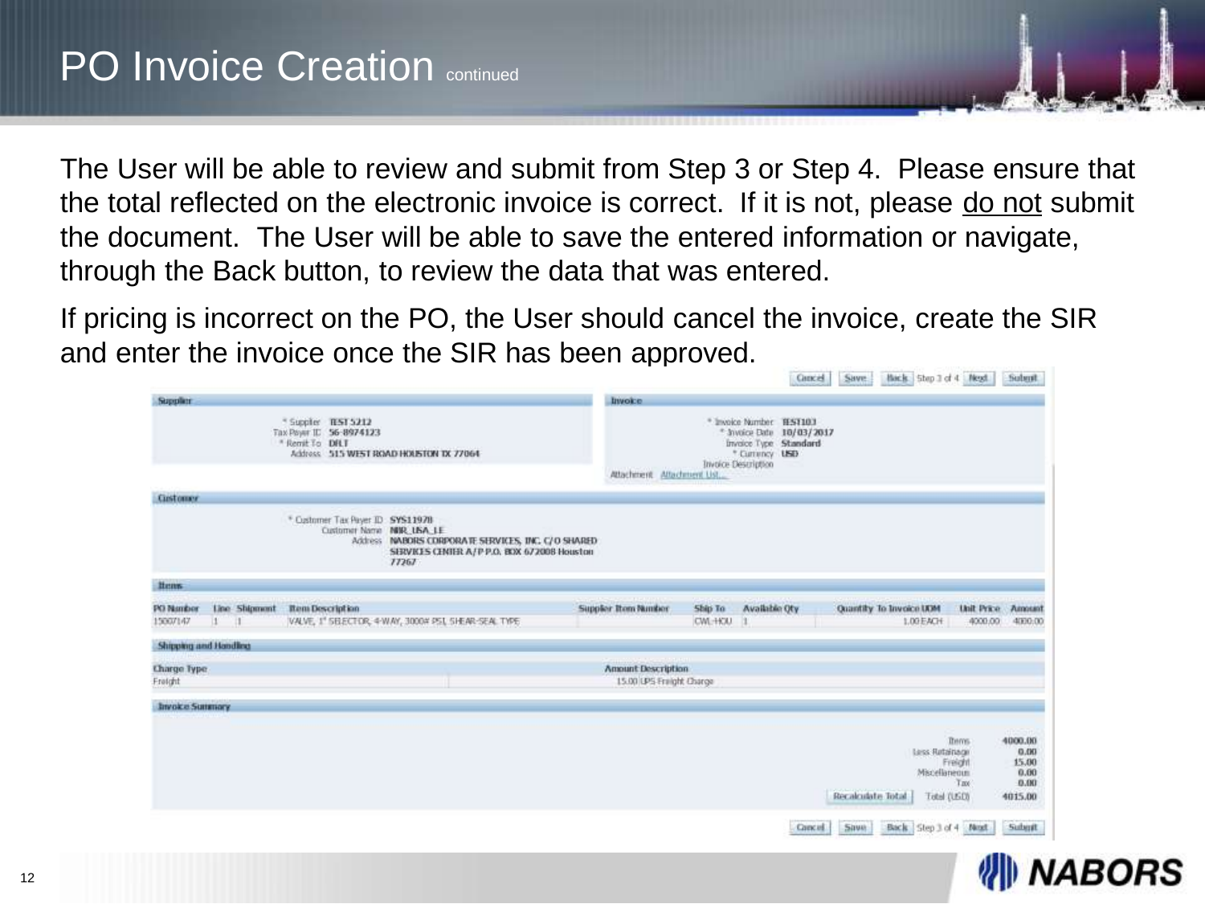# PO Invoice Creation continued

The User will be able to review and submit from Step 3 or Step 4. Please ensure that the total reflected on the electronic invoice is correct. If it is not, please <u>do not</u> submit the document. The User will be able to save the entered information or navigate, through the Back button, to review the data that was entered.

If pricing is incorrect on the PO, the User should cancel the invoice, create the SIR and enter the invoice once the SIR has been approved.

Cancel | Save | Back | Step 3 of 4 | Next | Submit

**Supplier**

- \* Supplier: TEST 5212
- Tax Payer ID: 56-8974123
- \* Remit To: DFLT
- Address: 515 WEST ROAD HOUSTON TX 77064

**Invoice**

- \* Invoice Number: TEST103
- \* Invoice Date: 10/03/2017
- Invoice Type: Standard
- \* Currency: USD
- Invoice Description:
- Attachment: Attachment List...

**Customer**

- \* Customer Tax Payer ID: SYS11978
- Customer Name: NBR_USA_LE
- Address: NABORS CORPORATE SERVICES, INC. C/O SHARED SERVICES CENTER A/P P.O. BOX 672008 Houston 77267

**Items**

| PO Number | Line | Shipment | Item Description | Supplier Item Number | Ship To | Available Qty | Quantity To Invoice | UOM | Unit Price | Amount |
|---|---|---|---|---|---|---|---|---|---|---|
| 15007147 | 1 | 1 | VALVE, 1" SELECTOR, 4-WAY, 3000# PSI, SHEAR-SEAL TYPE | | CWL-HOU | 1 | 1.00 | EACH | 4000.00 | 4000.00 |

**Shipping and Handling**

| Charge Type | Amount | Description |
|---|---|---|
| Freight | 15.00 | UPS Freight Charge |

**Invoice Summary**

| | |
|---|---|
| Items | 4000.00 |
| Less Retainage | 0.00 |
| Freight | 15.00 |
| Miscellaneous | 0.00 |
| Tax | 0.00 |
| Total (USD) | 4015.00 |

Recalculate Total

Cancel | Save | Back | Step 3 of 4 | Next | Submit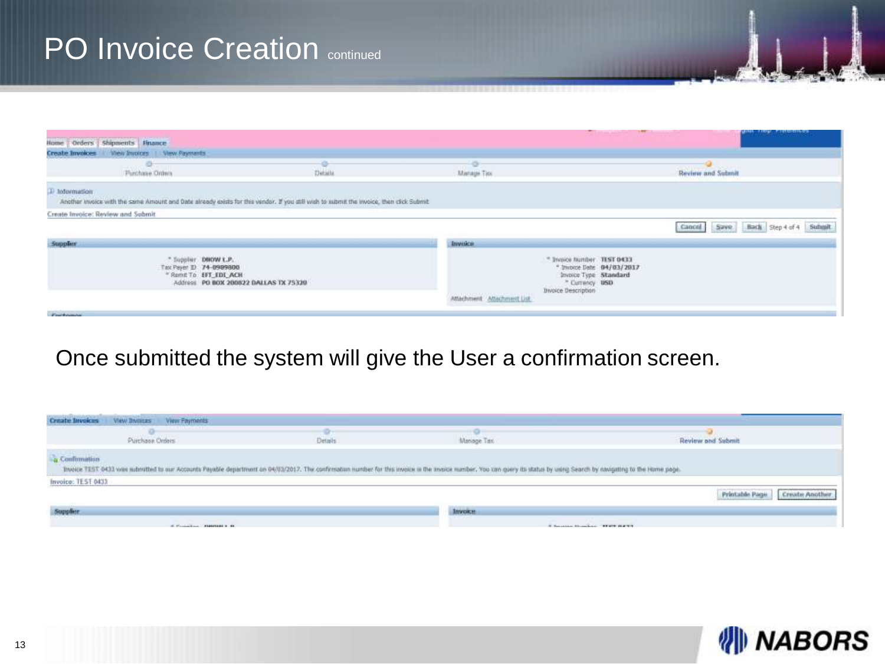# PO Invoice Creation continued

Home | Orders | Shipments | Finance

Create Invoices | View Invoices | View Payments

Purchase Orders — Details — Manage Tax — Review and Submit

Information

Another invoice with the same Amount and Date already exists for this vendor. If you still wish to submit the invoice, then click Submit

Create Invoice: Review and Submit

Cancel | Save | Back | Step 4 of 4 | Submit

**Supplier**

\* Supplier: DNOW L.P.
Tax Payer ID: 74-0989800
\* Remit To: EFT_EDI_ACH
Address: PO BOX 200822 DALLAS TX 75320

**Invoice**

\* Invoice Number: TEST 0433
\* Invoice Date: 04/03/2017
Invoice Type: Standard
\* Currency: USD
Invoice Description
Attachment: Attachment List

Once submitted the system will give the User a confirmation screen.

Create Invoices | View Invoices | View Payments

Purchase Orders — Details — Manage Tax — Review and Submit

Confirmation

Invoice TEST 0433 was submitted to our Accounts Payable department on 04/03/2017. The confirmation number for this invoice is the invoice number. You can query its status by using Search by navigating to the Home page.

Invoice: TEST 0433

Printable Page | Create Another

**Supplier**

**Invoice**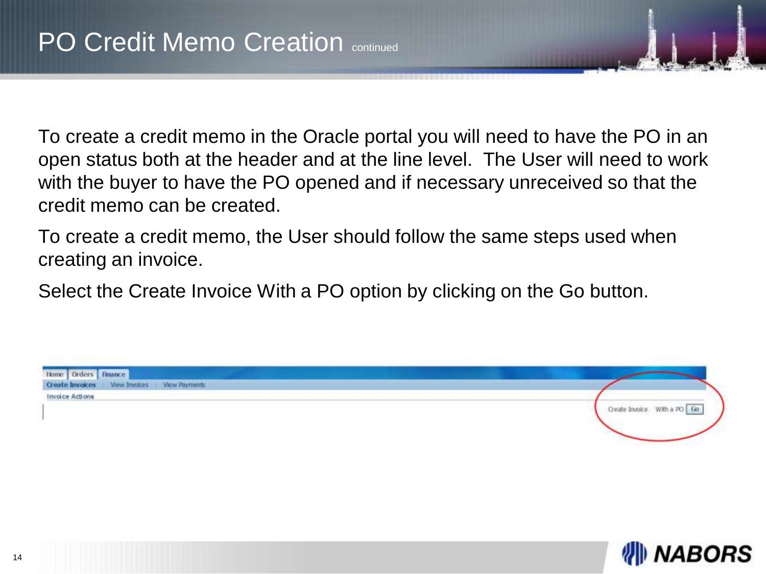# PO Credit Memo Creation continued

To create a credit memo in the Oracle portal you will need to have the PO in an open status both at the header and at the line level. The User will need to work with the buyer to have the PO opened and if necessary unreceived so that the credit memo can be created.

To create a credit memo, the User should follow the same steps used when creating an invoice.

Select the Create Invoice With a PO option by clicking on the Go button.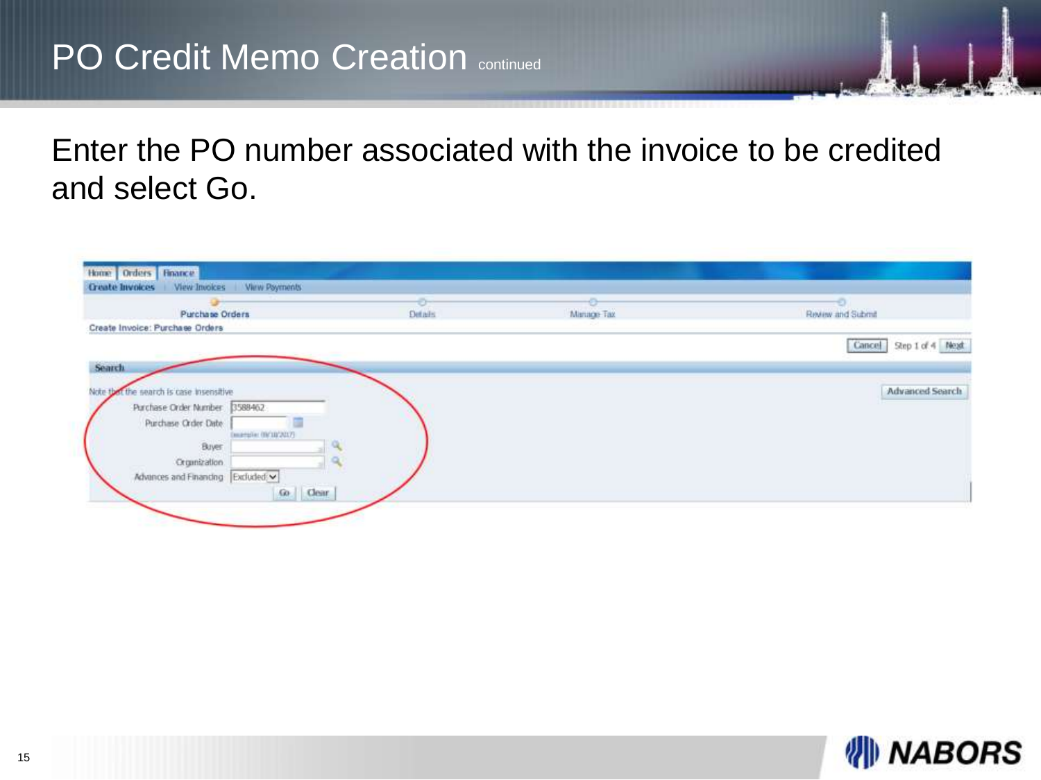# PO Credit Memo Creation continued

Enter the PO number associated with the invoice to be credited and select Go.

Home | Orders | Finance

Create Invoices | View Invoices | View Payments

Purchase Orders — Details — Manage Tax — Review and Submit

Create Invoice: Purchase Orders

Cancel  Step 1 of 4  Next

**Search**

Note that the search is case insensitive

Advanced Search

Purchase Order Number: 3588462

Purchase Order Date: (example: 09/18/2017)

Buyer:

Organization:

Advances and Financing: Excluded

Go  Clear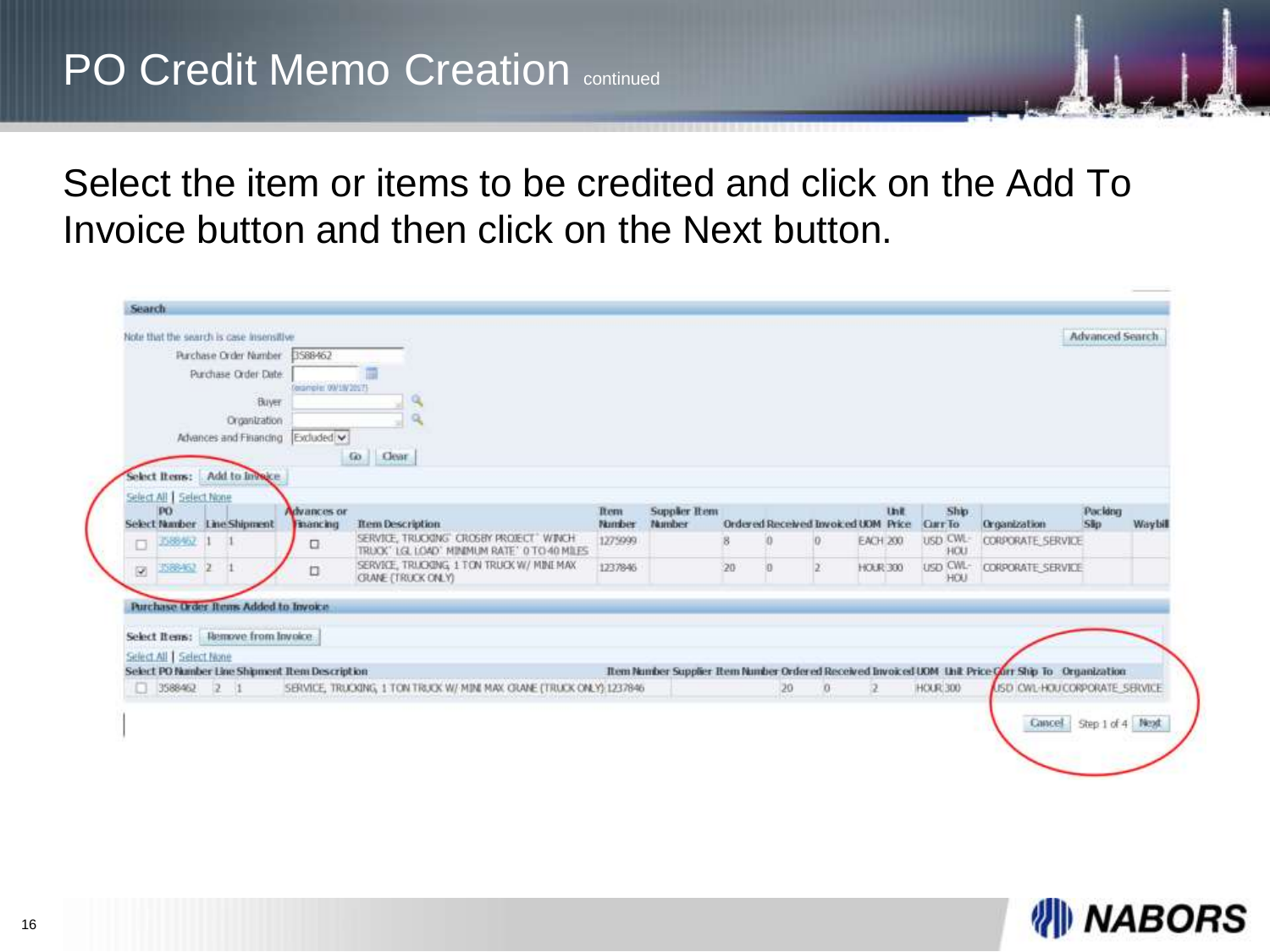# PO Credit Memo Creation continued

Select the item or items to be credited and click on the Add To Invoice button and then click on the Next button.

**Search**

Note that the search is case insensitive

Advanced Search

Purchase Order Number: 3588462

Purchase Order Date: (example: 09/18/2017)

Buyer:

Organization:

Advances and Financing: Excluded

Go | Clear

Select Items: Add to Invoice

Select All | Select None

| Select | PO Number | Line | Shipment | Advances or Financing | Item Description | Item Number | Supplier Item Number | Ordered | Received | Invoiced | UOM | Unit Price | Curr | Ship To | Organization | Packing Slip | Waybill |
|---|---|---|---|---|---|---|---|---|---|---|---|---|---|---|---|---|---|
| ☐ | 3588462 | 1 | 1 | ☐ | SERVICE, TRUCKING 'CROSBY PROJECT' WINCH TRUCK' LGL LOAD' MINIMUM RATE' 0 TO 40 MILES | 1275999 | | 8 | 0 | 0 | EACH | 200 | USD | CWL-HOU | CORPORATE_SERVICE | | |
| ☑ | 3588462 | 2 | 1 | ☐ | SERVICE, TRUCKING, 1 TON TRUCK W/ MINI MAX CRANE (TRUCK ONLY) | 1237846 | | 20 | 0 | 2 | HOUR | 300 | USD | CWL-HOU | CORPORATE_SERVICE | | |

**Purchase Order Items Added to Invoice**

Select Items: Remove from Invoice

Select All | Select None

| Select | PO Number | Line | Shipment | Item Description | Item Number | Supplier Item Number | Ordered | Received | Invoiced | UOM | Unit Price | Curr | Ship To | Organization |
|---|---|---|---|---|---|---|---|---|---|---|---|---|---|---|
| ☐ | 3588462 | 2 | 1 | SERVICE, TRUCKING, 1 TON TRUCK W/ MINI MAX CRANE (TRUCK ONLY) | 1237846 | | 20 | 0 | 2 | HOUR | 300 | USD | CWL-HOU | CORPORATE_SERVICE |

Cancel | Step 1 of 4 | Next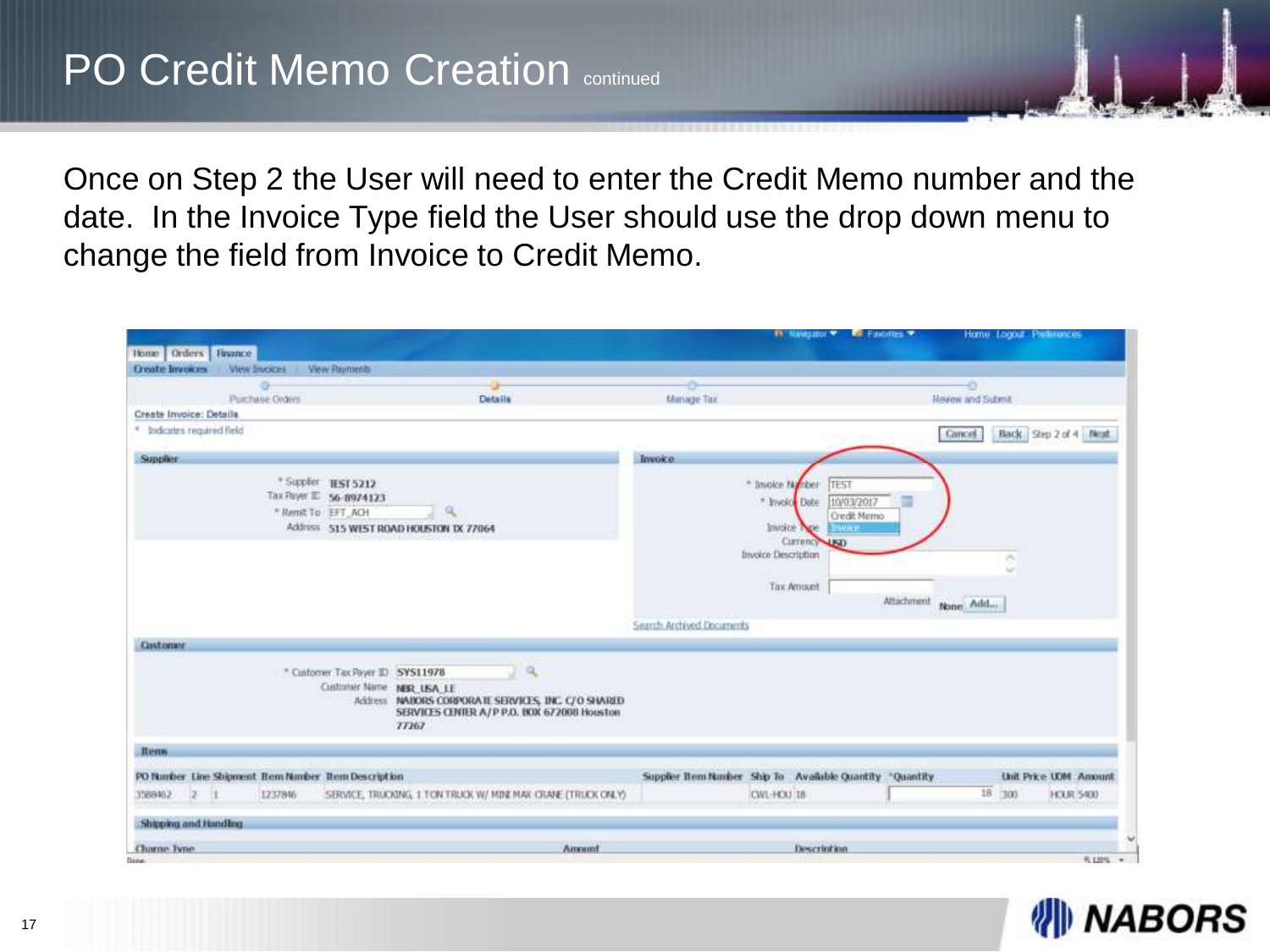# PO Credit Memo Creation continued

Once on Step 2 the User will need to enter the Credit Memo number and the date. In the Invoice Type field the User should use the drop down menu to change the field from Invoice to Credit Memo.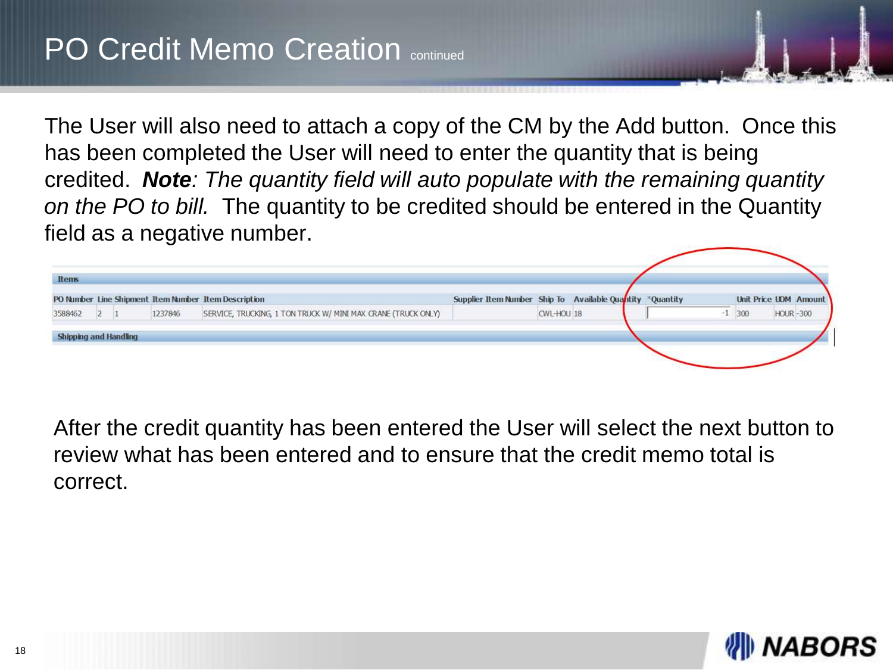# PO Credit Memo Creation continued

The User will also need to attach a copy of the CM by the Add button. Once this has been completed the User will need to enter the quantity that is being credited. ***Note****: The quantity field will auto populate with the remaining quantity on the PO to bill.* The quantity to be credited should be entered in the Quantity field as a negative number.

**Items**

| PO Number | Line | Shipment | Item Number | Item Description | Supplier Item Number | Ship To | Available Quantity | *Quantity | Unit Price | UOM | Amount |
|---|---|---|---|---|---|---|---|---|---|---|---|
| 3588462 | 2 | 1 | 1237846 | SERVICE, TRUCKING, 1 TON TRUCK W/ MINI MAX CRANE (TRUCK ONLY) | | CWL-HOU | 18 | -1 | 300 | HOUR | -300 |

**Shipping and Handling**

After the credit quantity has been entered the User will select the next button to review what has been entered and to ensure that the credit memo total is correct.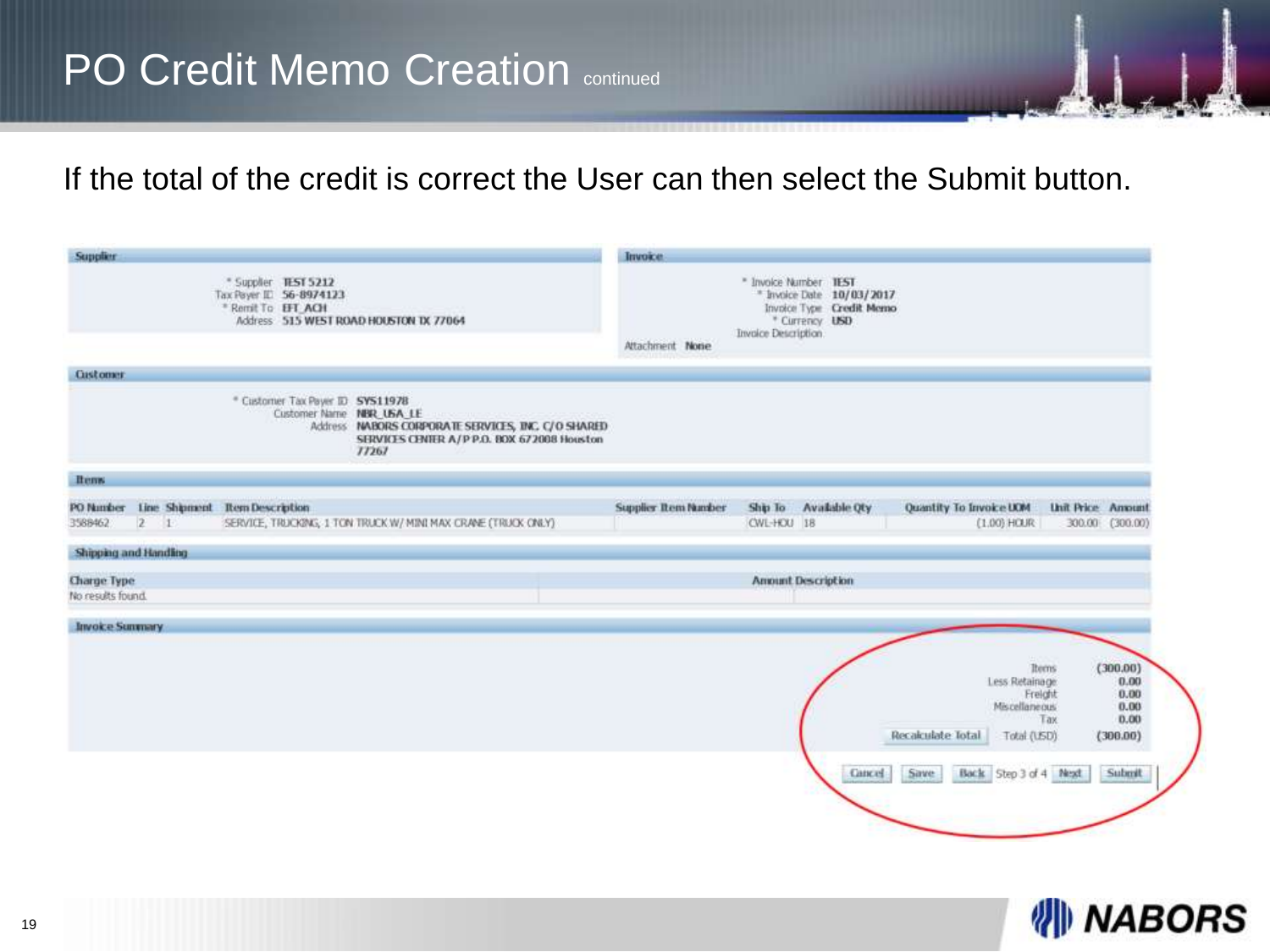# PO Credit Memo Creation continued

If the total of the credit is correct the User can then select the Submit button.

**Supplier**

\* Supplier TEST 5212
Tax Payer ID 56-8974123
\* Remit To EFT_ACH
Address 515 WEST ROAD HOUSTON TX 77064

**Invoice**

\* Invoice Number TEST
\* Invoice Date 10/03/2017
Invoice Type Credit Memo
\* Currency USD
Invoice Description

Attachment None

**Customer**

\* Customer Tax Payer ID SYS11978
Customer Name NBR_USA_LE
Address NABORS CORPORATE SERVICES, INC. C/O SHARED SERVICES CENTER A/P P.O. BOX 672008 Houston 77267

**Items**

| PO Number | Line | Shipment | Item Description | Supplier Item Number | Ship To | Available Qty | Quantity To Invoice | UOM | Unit Price | Amount |
|---|---|---|---|---|---|---|---|---|---|---|
| 3588462 | 2 | 1 | SERVICE, TRUCKING, 1 TON TRUCK W/ MINI MAX CRANE (TRUCK ONLY) | | CWL-HOU | 18 | (1.00) | HOUR | 300.00 | (300.00) |

**Shipping and Handling**

| Charge Type | Amount | Description |
|---|---|---|
| No results found. | | |

**Invoice Summary**

| | |
|---|---|
| Items | (300.00) |
| Less Retainage | 0.00 |
| Freight | 0.00 |
| Miscellaneous | 0.00 |
| Tax | 0.00 |
| Total (USD) | (300.00) |

Recalculate Total

Cancel | Save | Back | Step 3 of 4 | Next | Submit